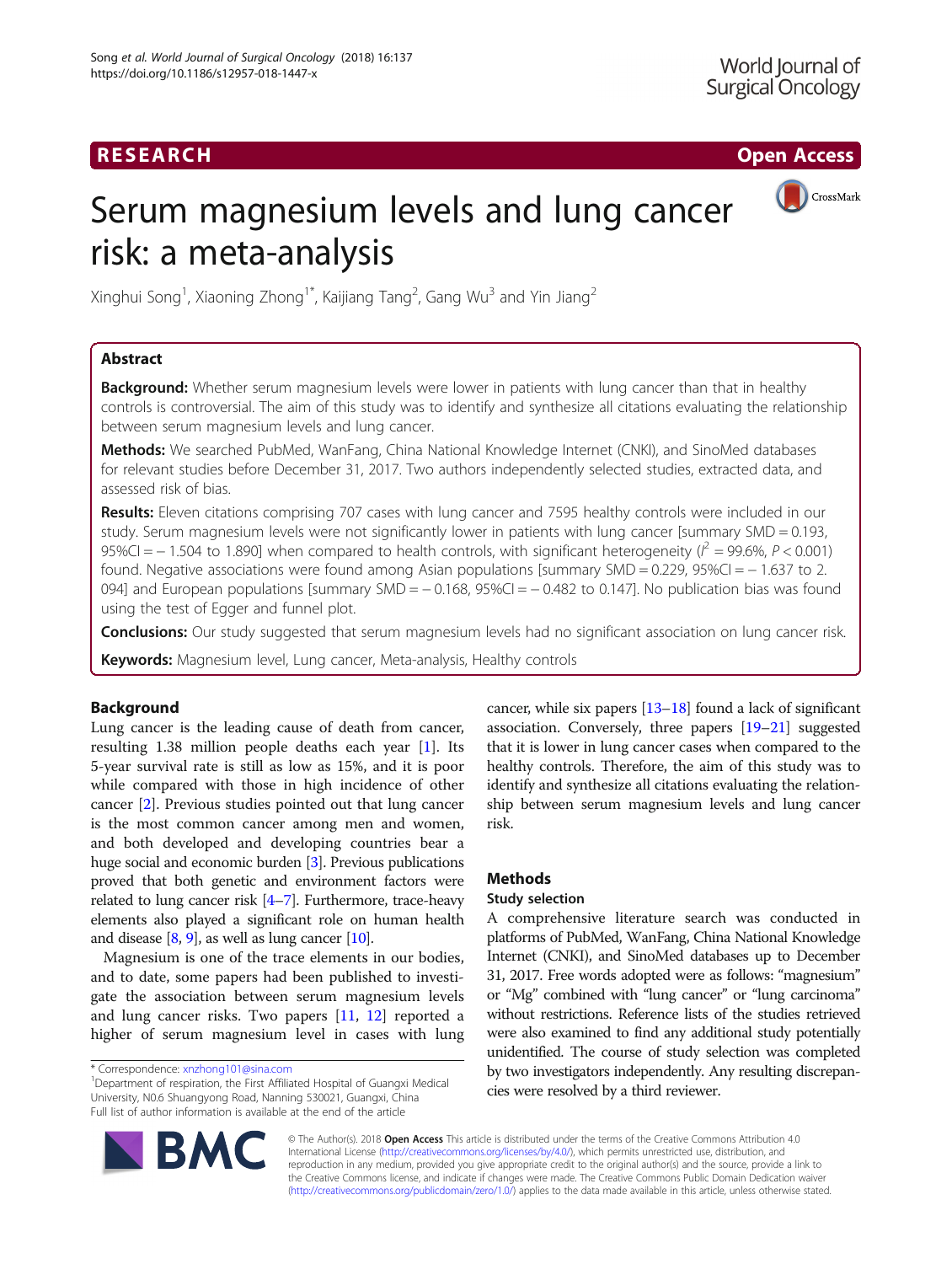# Serum magnesium levels and lung cancer risk: a meta-analysis

Xinghui Song[1], Xiaoning Zhong[1*], Kaijiang Tang[2], Gang Wu[3] and Yin Jiang[2]

## Abstract

**Background:** Whether serum magnesium levels were lower in patients with lung cancer than that in healthy controls is controversial. The aim of this study was to identify and synthesize all citations evaluating the relationship between serum magnesium levels and lung cancer.

**Methods:** We searched PubMed, WanFang, China National Knowledge Internet (CNKI), and SinoMed databases for relevant studies before December 31, 2017. Two authors independently selected studies, extracted data, and assessed risk of bias.

**Results:** Eleven citations comprising 707 cases with lung cancer and 7595 healthy controls were included in our study. Serum magnesium levels were not significantly lower in patients with lung cancer [summary SMD = 0.193, 95%CI = − 1.504 to 1.890] when compared to health controls, with significant heterogeneity ($I^2$ = 99.6%, $P < 0.001$) found. Negative associations were found among Asian populations [summary SMD = 0.229, 95%CI = − 1.637 to 2.094] and European populations [summary SMD = − 0.168, 95%CI = − 0.482 to 0.147]. No publication bias was found using the test of Egger and funnel plot.

**Conclusions:** Our study suggested that serum magnesium levels had no significant association on lung cancer risk.

**Keywords:** Magnesium level, Lung cancer, Meta-analysis, Healthy controls

## Background

Lung cancer is the leading cause of death from cancer, resulting 1.38 million people deaths each year [1]. Its 5-year survival rate is still as low as 15%, and it is poor while compared with those in high incidence of other cancer [2]. Previous studies pointed out that lung cancer is the most common cancer among men and women, and both developed and developing countries bear a huge social and economic burden [3]. Previous publications proved that both genetic and environment factors were related to lung cancer risk [4–7]. Furthermore, trace-heavy elements also played a significant role on human health and disease [8, 9], as well as lung cancer [10].

Magnesium is one of the trace elements in our bodies, and to date, some papers had been published to investigate the association between serum magnesium levels and lung cancer risks. Two papers [11, 12] reported a higher of serum magnesium level in cases with lung cancer, while six papers [13–18] found a lack of significant association. Conversely, three papers [19–21] suggested that it is lower in lung cancer cases when compared to the healthy controls. Therefore, the aim of this study was to identify and synthesize all citations evaluating the relationship between serum magnesium levels and lung cancer risk.

## Methods

### Study selection

A comprehensive literature search was conducted in platforms of PubMed, WanFang, China National Knowledge Internet (CNKI), and SinoMed databases up to December 31, 2017. Free words adopted were as follows: "magnesium" or "Mg" combined with "lung cancer" or "lung carcinoma" without restrictions. Reference lists of the studies retrieved were also examined to find any additional study potentially unidentified. The course of study selection was completed by two investigators independently. Any resulting discrepancies were resolved by a third reviewer.

* Correspondence: xnzhong101@sina.com
[1]Department of respiration, the First Affiliated Hospital of Guangxi Medical University, N0.6 Shuangyong Road, Nanning 530021, Guangxi, China
Full list of author information is available at the end of the article

© The Author(s). 2018 **Open Access** This article is distributed under the terms of the Creative Commons Attribution 4.0 International License (http://creativecommons.org/licenses/by/4.0/), which permits unrestricted use, distribution, and reproduction in any medium, provided you give appropriate credit to the original author(s) and the source, provide a link to the Creative Commons license, and indicate if changes were made. The Creative Commons Public Domain Dedication waiver (http://creativecommons.org/publicdomain/zero/1.0/) applies to the data made available in this article, unless otherwise stated.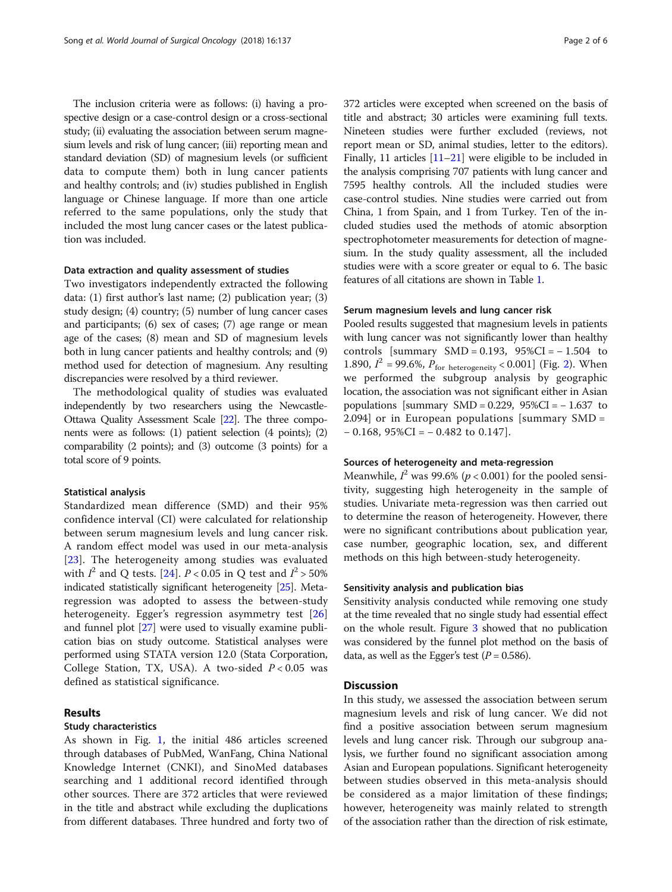The inclusion criteria were as follows: (i) having a prospective design or a case-control design or a cross-sectional study; (ii) evaluating the association between serum magnesium levels and risk of lung cancer; (iii) reporting mean and standard deviation (SD) of magnesium levels (or sufficient data to compute them) both in lung cancer patients and healthy controls; and (iv) studies published in English language or Chinese language. If more than one article referred to the same populations, only the study that included the most lung cancer cases or the latest publication was included.

### Data extraction and quality assessment of studies

Two investigators independently extracted the following data: (1) first author's last name; (2) publication year; (3) study design; (4) country; (5) number of lung cancer cases and participants; (6) sex of cases; (7) age range or mean age of the cases; (8) mean and SD of magnesium levels both in lung cancer patients and healthy controls; and (9) method used for detection of magnesium. Any resulting discrepancies were resolved by a third reviewer.

The methodological quality of studies was evaluated independently by two researchers using the Newcastle-Ottawa Quality Assessment Scale [22]. The three components were as follows: (1) patient selection (4 points); (2) comparability (2 points); and (3) outcome (3 points) for a total score of 9 points.

### Statistical analysis

Standardized mean difference (SMD) and their 95% confidence interval (CI) were calculated for relationship between serum magnesium levels and lung cancer risk. A random effect model was used in our meta-analysis [23]. The heterogeneity among studies was evaluated with $I^2$ and Q tests. [24]. $P < 0.05$ in Q test and $I^2 > 50\%$ indicated statistically significant heterogeneity [25]. Meta-regression was adopted to assess the between-study heterogeneity. Egger's regression asymmetry test [26] and funnel plot [27] were used to visually examine publication bias on study outcome. Statistical analyses were performed using STATA version 12.0 (Stata Corporation, College Station, TX, USA). A two-sided $P < 0.05$ was defined as statistical significance.

## Results

### Study characteristics

As shown in Fig. 1, the initial 486 articles screened through databases of PubMed, WanFang, China National Knowledge Internet (CNKI), and SinoMed databases searching and 1 additional record identified through other sources. There are 372 articles that were reviewed in the title and abstract while excluding the duplications from different databases. Three hundred and forty two of 372 articles were excepted when screened on the basis of title and abstract; 30 articles were examining full texts. Nineteen studies were further excluded (reviews, not report mean or SD, animal studies, letter to the editors). Finally, 11 articles [11–21] were eligible to be included in the analysis comprising 707 patients with lung cancer and 7595 healthy controls. All the included studies were case-control studies. Nine studies were carried out from China, 1 from Spain, and 1 from Turkey. Ten of the included studies used the methods of atomic absorption spectrophotometer measurements for detection of magnesium. In the study quality assessment, all the included studies were with a score greater or equal to 6. The basic features of all citations are shown in Table 1.

### Serum magnesium levels and lung cancer risk

Pooled results suggested that magnesium levels in patients with lung cancer was not significantly lower than healthy controls [summary SMD = 0.193, 95%CI = − 1.504 to 1.890, $I^2 = 99.6\%$, $P_{\text{for heterogeneity}} < 0.001$] (Fig. 2). When we performed the subgroup analysis by geographic location, the association was not significant either in Asian populations [summary SMD = 0.229, 95%CI = − 1.637 to 2.094] or in European populations [summary SMD = − 0.168, 95%CI = − 0.482 to 0.147].

### Sources of heterogeneity and meta-regression

Meanwhile, $I^2$ was 99.6% ($p < 0.001$) for the pooled sensitivity, suggesting high heterogeneity in the sample of studies. Univariate meta-regression was then carried out to determine the reason of heterogeneity. However, there were no significant contributions about publication year, case number, geographic location, sex, and different methods on this high between-study heterogeneity.

### Sensitivity analysis and publication bias

Sensitivity analysis conducted while removing one study at the time revealed that no single study had essential effect on the whole result. Figure 3 showed that no publication was considered by the funnel plot method on the basis of data, as well as the Egger's test ($P = 0.586$).

## Discussion

In this study, we assessed the association between serum magnesium levels and risk of lung cancer. We did not find a positive association between serum magnesium levels and lung cancer risk. Through our subgroup analysis, we further found no significant association among Asian and European populations. Significant heterogeneity between studies observed in this meta-analysis should be considered as a major limitation of these findings; however, heterogeneity was mainly related to strength of the association rather than the direction of risk estimate,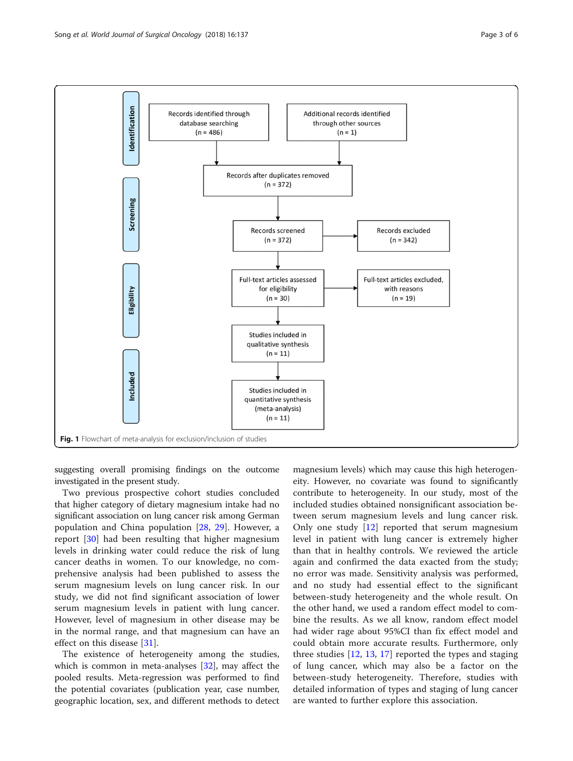Fig. 1 Flowchart of meta-analysis for exclusion/inclusion of studies

suggesting overall promising findings on the outcome investigated in the present study.

Two previous prospective cohort studies concluded that higher category of dietary magnesium intake had no significant association on lung cancer risk among German population and China population [28, 29]. However, a report [30] had been resulting that higher magnesium levels in drinking water could reduce the risk of lung cancer deaths in women. To our knowledge, no comprehensive analysis had been published to assess the serum magnesium levels on lung cancer risk. In our study, we did not find significant association of lower serum magnesium levels in patient with lung cancer. However, level of magnesium in other disease may be in the normal range, and that magnesium can have an effect on this disease [31].

The existence of heterogeneity among the studies, which is common in meta-analyses [32], may affect the pooled results. Meta-regression was performed to find the potential covariates (publication year, case number, geographic location, sex, and different methods to detect magnesium levels) which may cause this high heterogeneity. However, no covariate was found to significantly contribute to heterogeneity. In our study, most of the included studies obtained nonsignificant association between serum magnesium levels and lung cancer risk. Only one study [12] reported that serum magnesium level in patient with lung cancer is extremely higher than that in healthy controls. We reviewed the article again and confirmed the data exacted from the study; no error was made. Sensitivity analysis was performed, and no study had essential effect to the significant between-study heterogeneity and the whole result. On the other hand, we used a random effect model to combine the results. As we all know, random effect model had wider rage about 95%CI than fix effect model and could obtain more accurate results. Furthermore, only three studies [12, 13, 17] reported the types and staging of lung cancer, which may also be a factor on the between-study heterogeneity. Therefore, studies with detailed information of types and staging of lung cancer are wanted to further explore this association.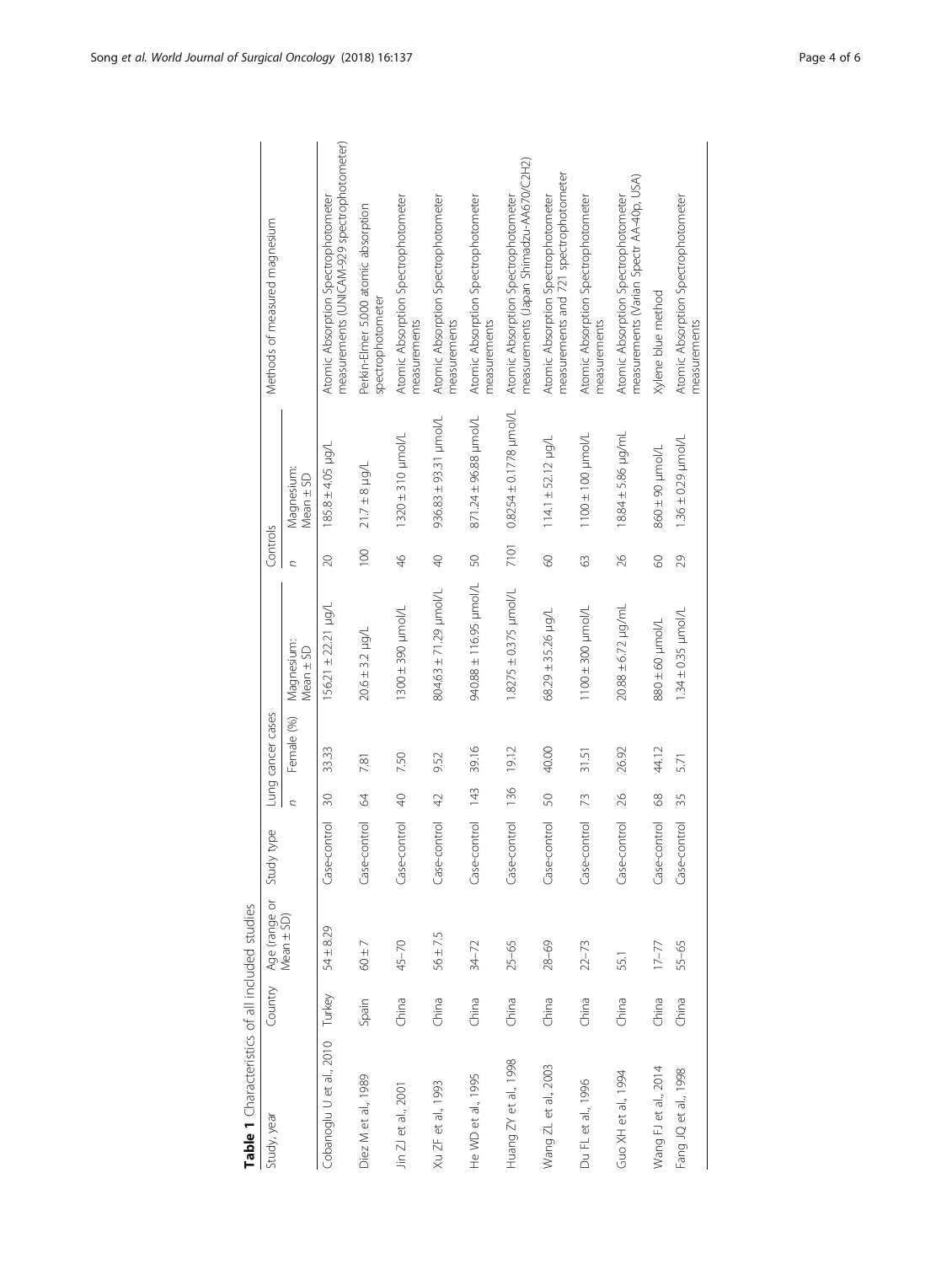**Table 1** Characteristics of all included studies

| Study, year | Country | Age (range or Mean ± SD) | Study type | Lung cancer cases | | | Controls | | Methods of measured magnesium |
|---|---|---|---|---|---|---|---|---|---|
| | | | | *n* | Female (%) | Magnesium: Mean ± SD | *n* | Magnesium: Mean ± SD | |
| Cobanoglu U et al., 2010 | Turkey | 54 ± 8.29 | Case-control | 30 | 33.33 | 156.21 ± 22.21 μg/L | 20 | 185.8 ± 4.05 μg/L | Atomic Absorption Spectrophotometer measurements (UNICAM-929 spectrophotometer) |
| Diez M et al., 1989 | Spain | 60 ± 7 | Case-control | 64 | 7.81 | 20.6 ± 3.2 μg/L | 100 | 21.7 ± 8 μg/L | Perkin-Elmer 5.000 atomic absorption spectrophotometer |
| Jin ZJ et al., 2001 | China | 45–70 | Case-control | 40 | 7.50 | 1300 ± 390 μmol/L | 46 | 1320 ± 310 μmol/L | Atomic Absorption Spectrophotometer measurements |
| Xu ZF et al., 1993 | China | 56 ± 7.5 | Case-control | 42 | 9.52 | 804.63 ± 71.29 μmol/L | 40 | 936.83 ± 93.31 μmol/L | Atomic Absorption Spectrophotometer measurements |
| He WD et al., 1995 | China | 34–72 | Case-control | 143 | 39.16 | 940.88 ± 116.95 μmol/L | 50 | 871.24 ± 96.88 μmol/L | Atomic Absorption Spectrophotometer measurements |
| Huang ZY et al., 1998 | China | 25–65 | Case-control | 136 | 19.12 | 1.8275 ± 0.375 μmol/L | 7101 | 0.8254 ± 0.1778 μmol/L | Atomic Absorption Spectrophotometer measurements (Japan Shimadzu-AA670/C2H2) |
| Wang ZL et al., 2003 | China | 28–69 | Case-control | 50 | 40.00 | 68.29 ± 35.26 μg/L | 60 | 114.1 ± 52.12 μg/L | Atomic Absorption Spectrophotometer measurements and 721 spectrophotometer |
| Du FL et al., 1996 | China | 22–73 | Case-control | 73 | 31.51 | 1100 ± 300 μmol/L | 63 | 1100 ± 100 μmol/L | Atomic Absorption Spectrophotometer measurements |
| Guo XH et al., 1994 | China | 55.1 | Case-control | 26 | 26.92 | 20.88 ± 6.72 μg/mL | 26 | 18.84 ± 5.86 μg/mL | Atomic Absorption Spectrophotometer measurements (Varian Spectr AA-40p, USA) |
| Wang FJ et al., 2014 | China | 17–77 | Case-control | 68 | 44.12 | 880 ± 60 μmol/L | 60 | 860 ± 90 μmol/L | Xylene blue method |
| Fang JQ et al., 1998 | China | 55–65 | Case-control | 35 | 5.71 | 1.34 ± 0.35 μmol/L | 29 | 1.36 ± 0.29 μmol/L | Atomic Absorption Spectrophotometer measurements |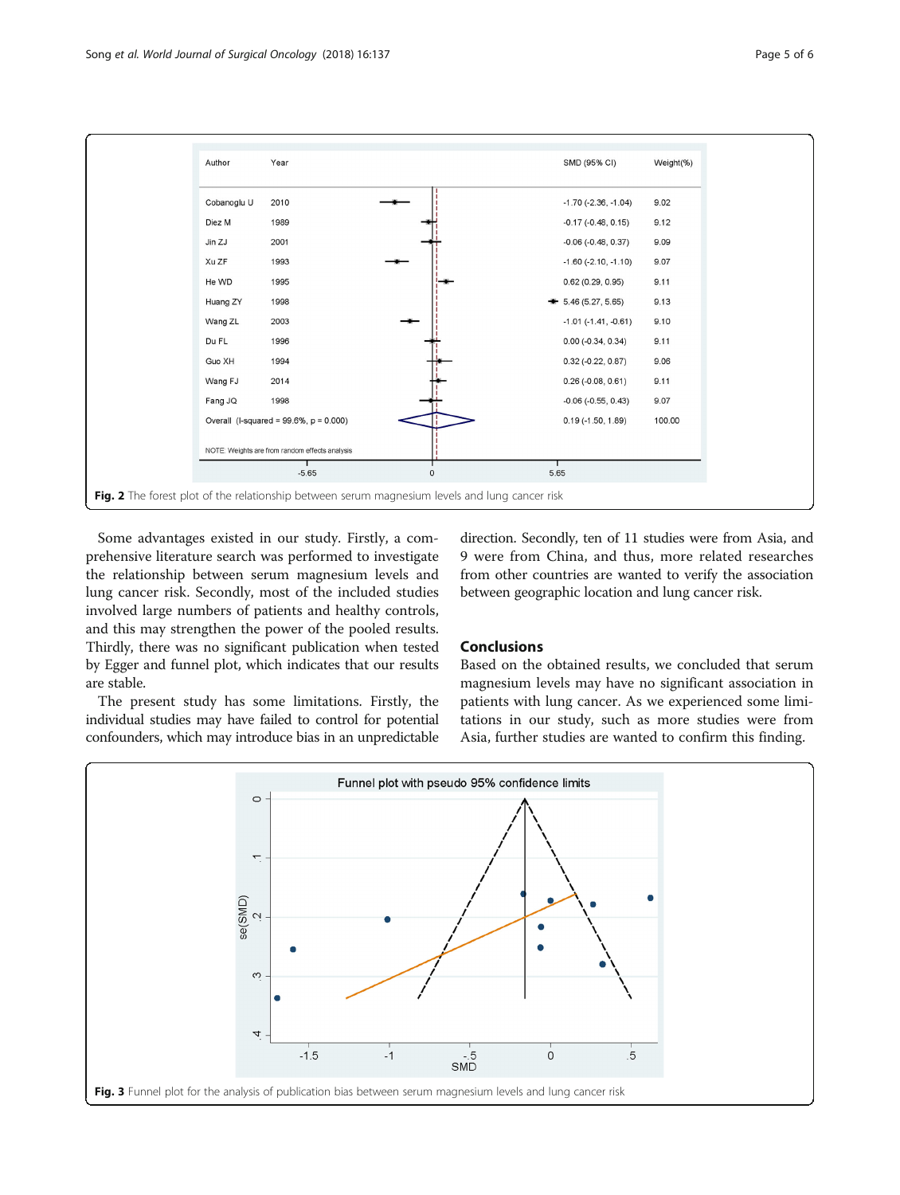| Author | Year | SMD (95% CI) | Weight(%) |
|---|---|---|---|
| Cobanoglu U | 2010 | -1.70 (-2.36, -1.04) | 9.02 |
| Diez M | 1989 | -0.17 (-0.48, 0.15) | 9.12 |
| Jin ZJ | 2001 | -0.06 (-0.48, 0.37) | 9.09 |
| Xu ZF | 1993 | -1.60 (-2.10, -1.10) | 9.07 |
| He WD | 1995 | 0.62 (0.29, 0.95) | 9.11 |
| Huang ZY | 1998 | 5.46 (5.27, 5.65) | 9.13 |
| Wang ZL | 2003 | -1.01 (-1.41, -0.61) | 9.10 |
| Du FL | 1996 | 0.00 (-0.34, 0.34) | 9.11 |
| Guo XH | 1994 | 0.32 (-0.22, 0.87) | 9.06 |
| Wang FJ | 2014 | 0.26 (-0.08, 0.61) | 9.11 |
| Fang JQ | 1998 | -0.06 (-0.55, 0.43) | 9.07 |
| Overall (I-squared = 99.6%, p = 0.000) | | 0.19 (-1.50, 1.89) | 100.00 |

NOTE: Weights are from random effects analysis

**Fig. 2** The forest plot of the relationship between serum magnesium levels and lung cancer risk

Some advantages existed in our study. Firstly, a comprehensive literature search was performed to investigate the relationship between serum magnesium levels and lung cancer risk. Secondly, most of the included studies involved large numbers of patients and healthy controls, and this may strengthen the power of the pooled results. Thirdly, there was no significant publication when tested by Egger and funnel plot, which indicates that our results are stable.

The present study has some limitations. Firstly, the individual studies may have failed to control for potential confounders, which may introduce bias in an unpredictable direction. Secondly, ten of 11 studies were from Asia, and 9 were from China, and thus, more related researches from other countries are wanted to verify the association between geographic location and lung cancer risk.

## Conclusions

Based on the obtained results, we concluded that serum magnesium levels may have no significant association in patients with lung cancer. As we experienced some limitations in our study, such as more studies were from Asia, further studies are wanted to confirm this finding.

**Fig. 3** Funnel plot for the analysis of publication bias between serum magnesium levels and lung cancer risk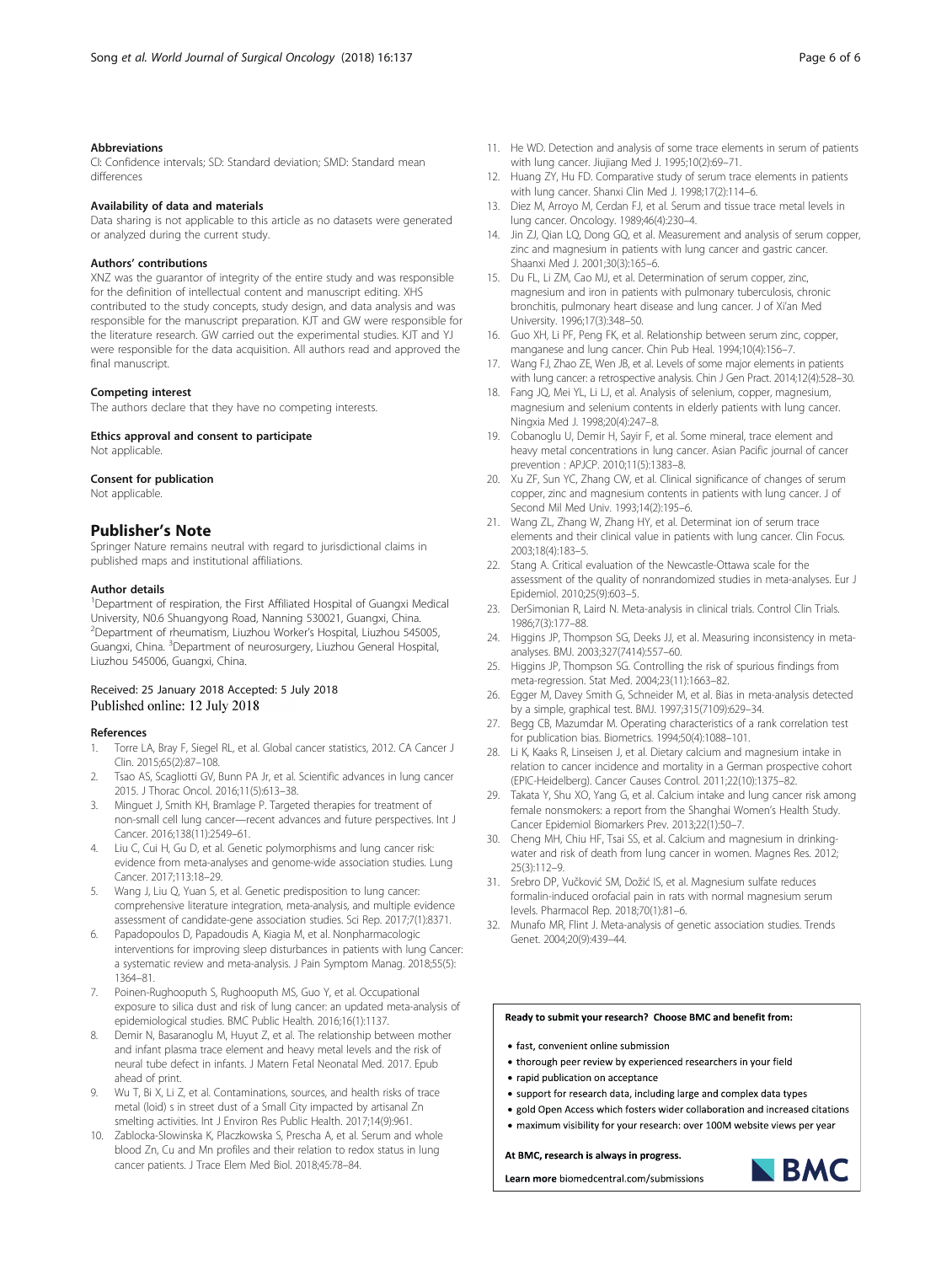### Abbreviations

CI: Confidence intervals; SD: Standard deviation; SMD: Standard mean differences

### Availability of data and materials

Data sharing is not applicable to this article as no datasets were generated or analyzed during the current study.

### Authors' contributions

XNZ was the guarantor of integrity of the entire study and was responsible for the definition of intellectual content and manuscript editing. XHS contributed to the study concepts, study design, and data analysis and was responsible for the manuscript preparation. KJT and GW were responsible for the literature research. GW carried out the experimental studies. KJT and YJ were responsible for the data acquisition. All authors read and approved the final manuscript.

### Competing interest

The authors declare that they have no competing interests.

### Ethics approval and consent to participate

Not applicable.

### Consent for publication

Not applicable.

## Publisher's Note

Springer Nature remains neutral with regard to jurisdictional claims in published maps and institutional affiliations.

### Author details

[1]Department of respiration, the First Affiliated Hospital of Guangxi Medical University, N0.6 Shuangyong Road, Nanning 530021, Guangxi, China. [2]Department of rheumatism, Liuzhou Worker's Hospital, Liuzhou 545005, Guangxi, China. [3]Department of neurosurgery, Liuzhou General Hospital, Liuzhou 545006, Guangxi, China.

Received: 25 January 2018 Accepted: 5 July 2018
Published online: 12 July 2018

### References

1. Torre LA, Bray F, Siegel RL, et al. Global cancer statistics, 2012. CA Cancer J Clin. 2015;65(2):87–108.
2. Tsao AS, Scagliotti GV, Bunn PA Jr, et al. Scientific advances in lung cancer 2015. J Thorac Oncol. 2016;11(5):613–38.
3. Minguet J, Smith KH, Bramlage P. Targeted therapies for treatment of non-small cell lung cancer—recent advances and future perspectives. Int J Cancer. 2016;138(11):2549–61.
4. Liu C, Cui H, Gu D, et al. Genetic polymorphisms and lung cancer risk: evidence from meta-analyses and genome-wide association studies. Lung Cancer. 2017;113:18–29.
5. Wang J, Liu Q, Yuan S, et al. Genetic predisposition to lung cancer: comprehensive literature integration, meta-analysis, and multiple evidence assessment of candidate-gene association studies. Sci Rep. 2017;7(1):8371.
6. Papadopoulos D, Papadoudis A, Kiagia M, et al. Nonpharmacologic interventions for improving sleep disturbances in patients with lung Cancer: a systematic review and meta-analysis. J Pain Symptom Manag. 2018;55(5): 1364–81.
7. Poinen-Rughooputh S, Rughooputh MS, Guo Y, et al. Occupational exposure to silica dust and risk of lung cancer: an updated meta-analysis of epidemiological studies. BMC Public Health. 2016;16(1):1137.
8. Demir N, Basaranoglu M, Huyut Z, et al. The relationship between mother and infant plasma trace element and heavy metal levels and the risk of neural tube defect in infants. J Matern Fetal Neonatal Med. 2017. Epub ahead of print.
9. Wu T, Bi X, Li Z, et al. Contaminations, sources, and health risks of trace metal (loid) s in street dust of a Small City impacted by artisanal Zn smelting activities. Int J Environ Res Public Health. 2017;14(9):961.
10. Zablocka-Slowinska K, Placzkowska S, Prescha A, et al. Serum and whole blood Zn, Cu and Mn profiles and their relation to redox status in lung cancer patients. J Trace Elem Med Biol. 2018;45:78–84.
11. He WD. Detection and analysis of some trace elements in serum of patients with lung cancer. Jiujiang Med J. 1995;10(2):69–71.
12. Huang ZY, Hu FD. Comparative study of serum trace elements in patients with lung cancer. Shanxi Clin Med J. 1998;17(2):114–6.
13. Diez M, Arroyo M, Cerdan FJ, et al. Serum and tissue trace metal levels in lung cancer. Oncology. 1989;46(4):230–4.
14. Jin ZJ, Qian LQ, Dong GQ, et al. Measurement and analysis of serum copper, zinc and magnesium in patients with lung cancer and gastric cancer. Shaanxi Med J. 2001;30(3):165–6.
15. Du FL, Li ZM, Cao MJ, et al. Determination of serum copper, zinc, magnesium and iron in patients with pulmonary tuberculosis, chronic bronchitis, pulmonary heart disease and lung cancer. J of Xi'an Med University. 1996;17(3):348–50.
16. Guo XH, Li PF, Peng FK, et al. Relationship between serum zinc, copper, manganese and lung cancer. Chin Pub Heal. 1994;10(4):156–7.
17. Wang FJ, Zhao ZE, Wen JB, et al. Levels of some major elements in patients with lung cancer: a retrospective analysis. Chin J Gen Pract. 2014;12(4):528–30.
18. Fang JQ, Mei YL, Li LJ, et al. Analysis of selenium, copper, magnesium, magnesium and selenium contents in elderly patients with lung cancer. Ningxia Med J. 1998;20(4):247–8.
19. Cobanoglu U, Demir H, Sayir F, et al. Some mineral, trace element and heavy metal concentrations in lung cancer. Asian Pacific journal of cancer prevention : APJCP. 2010;11(5):1383–8.
20. Xu ZF, Sun YC, Zhang CW, et al. Clinical significance of changes of serum copper, zinc and magnesium contents in patients with lung cancer. J of Second Mil Med Univ. 1993;14(2):195–6.
21. Wang ZL, Zhang W, Zhang HY, et al. Determinat ion of serum trace elements and their clinical value in patients with lung cancer. Clin Focus. 2003;18(4):183–5.
22. Stang A. Critical evaluation of the Newcastle-Ottawa scale for the assessment of the quality of nonrandomized studies in meta-analyses. Eur J Epidemiol. 2010;25(9):603–5.
23. DerSimonian R, Laird N. Meta-analysis in clinical trials. Control Clin Trials. 1986;7(3):177–88.
24. Higgins JP, Thompson SG, Deeks JJ, et al. Measuring inconsistency in meta-analyses. BMJ. 2003;327(7414):557–60.
25. Higgins JP, Thompson SG. Controlling the risk of spurious findings from meta-regression. Stat Med. 2004;23(11):1663–82.
26. Egger M, Davey Smith G, Schneider M, et al. Bias in meta-analysis detected by a simple, graphical test. BMJ. 1997;315(7109):629–34.
27. Begg CB, Mazumdar M. Operating characteristics of a rank correlation test for publication bias. Biometrics. 1994;50(4):1088–101.
28. Li K, Kaaks R, Linseisen J, et al. Dietary calcium and magnesium intake in relation to cancer incidence and mortality in a German prospective cohort (EPIC-Heidelberg). Cancer Causes Control. 2011;22(10):1375–82.
29. Takata Y, Shu XO, Yang G, et al. Calcium intake and lung cancer risk among female nonsmokers: a report from the Shanghai Women's Health Study. Cancer Epidemiol Biomarkers Prev. 2013;22(1):50–7.
30. Cheng MH, Chiu HF, Tsai SS, et al. Calcium and magnesium in drinking-water and risk of death from lung cancer in women. Magnes Res. 2012; 25(3):112–9.
31. Srebro DP, Vučković SM, Dožić IS, et al. Magnesium sulfate reduces formalin-induced orofacial pain in rats with normal magnesium serum levels. Pharmacol Rep. 2018;70(1):81–6.
32. Munafo MR, Flint J. Meta-analysis of genetic association studies. Trends Genet. 2004;20(9):439–44.

**Ready to submit your research? Choose BMC and benefit from:**

- fast, convenient online submission
- thorough peer review by experienced researchers in your field
- rapid publication on acceptance
- support for research data, including large and complex data types
- gold Open Access which fosters wider collaboration and increased citations
- maximum visibility for your research: over 100M website views per year

**At BMC, research is always in progress.**

**Learn more** biomedcentral.com/submissions